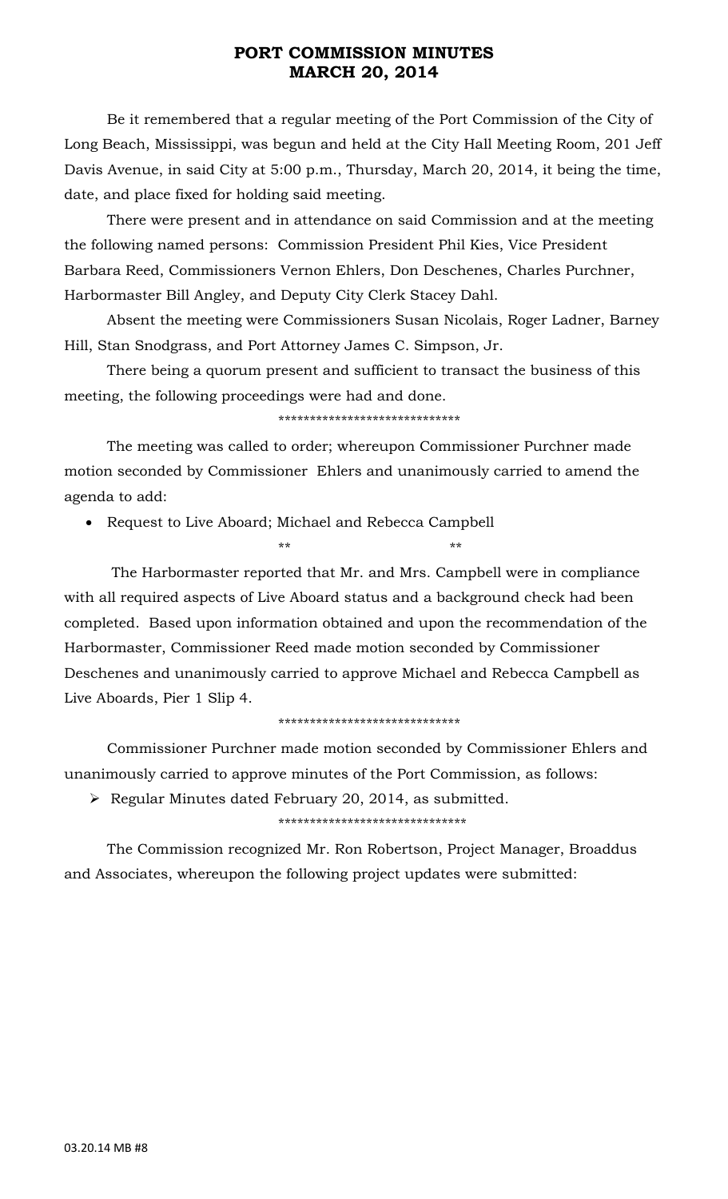# PORT COMMISSION MINUTES
# MARCH 20, 2014

Be it remembered that a regular meeting of the Port Commission of the City of Long Beach, Mississippi, was begun and held at the City Hall Meeting Room, 201 Jeff Davis Avenue, in said City at 5:00 p.m., Thursday, March 20, 2014, it being the time, date, and place fixed for holding said meeting.

There were present and in attendance on said Commission and at the meeting the following named persons: Commission President Phil Kies, Vice President Barbara Reed, Commissioners Vernon Ehlers, Don Deschenes, Charles Purchner, Harbormaster Bill Angley, and Deputy City Clerk Stacey Dahl.

Absent the meeting were Commissioners Susan Nicolais, Roger Ladner, Barney Hill, Stan Snodgrass, and Port Attorney James C. Simpson, Jr.

There being a quorum present and sufficient to transact the business of this meeting, the following proceedings were had and done.

\*\*\*\*\*\*\*\*\*\*\*\*\*\*\*\*\*\*\*\*\*\*\*\*\*\*\*\*\*

The meeting was called to order; whereupon Commissioner Purchner made motion seconded by Commissioner Ehlers and unanimously carried to amend the agenda to add:

- Request to Live Aboard; Michael and Rebecca Campbell

\*\* \*\*

The Harbormaster reported that Mr. and Mrs. Campbell were in compliance with all required aspects of Live Aboard status and a background check had been completed. Based upon information obtained and upon the recommendation of the Harbormaster, Commissioner Reed made motion seconded by Commissioner Deschenes and unanimously carried to approve Michael and Rebecca Campbell as Live Aboards, Pier 1 Slip 4.

\*\*\*\*\*\*\*\*\*\*\*\*\*\*\*\*\*\*\*\*\*\*\*\*\*\*\*\*\*

Commissioner Purchner made motion seconded by Commissioner Ehlers and unanimously carried to approve minutes of the Port Commission, as follows:

- Regular Minutes dated February 20, 2014, as submitted.

\*\*\*\*\*\*\*\*\*\*\*\*\*\*\*\*\*\*\*\*\*\*\*\*\*\*\*\*\*\*

The Commission recognized Mr. Ron Robertson, Project Manager, Broaddus and Associates, whereupon the following project updates were submitted: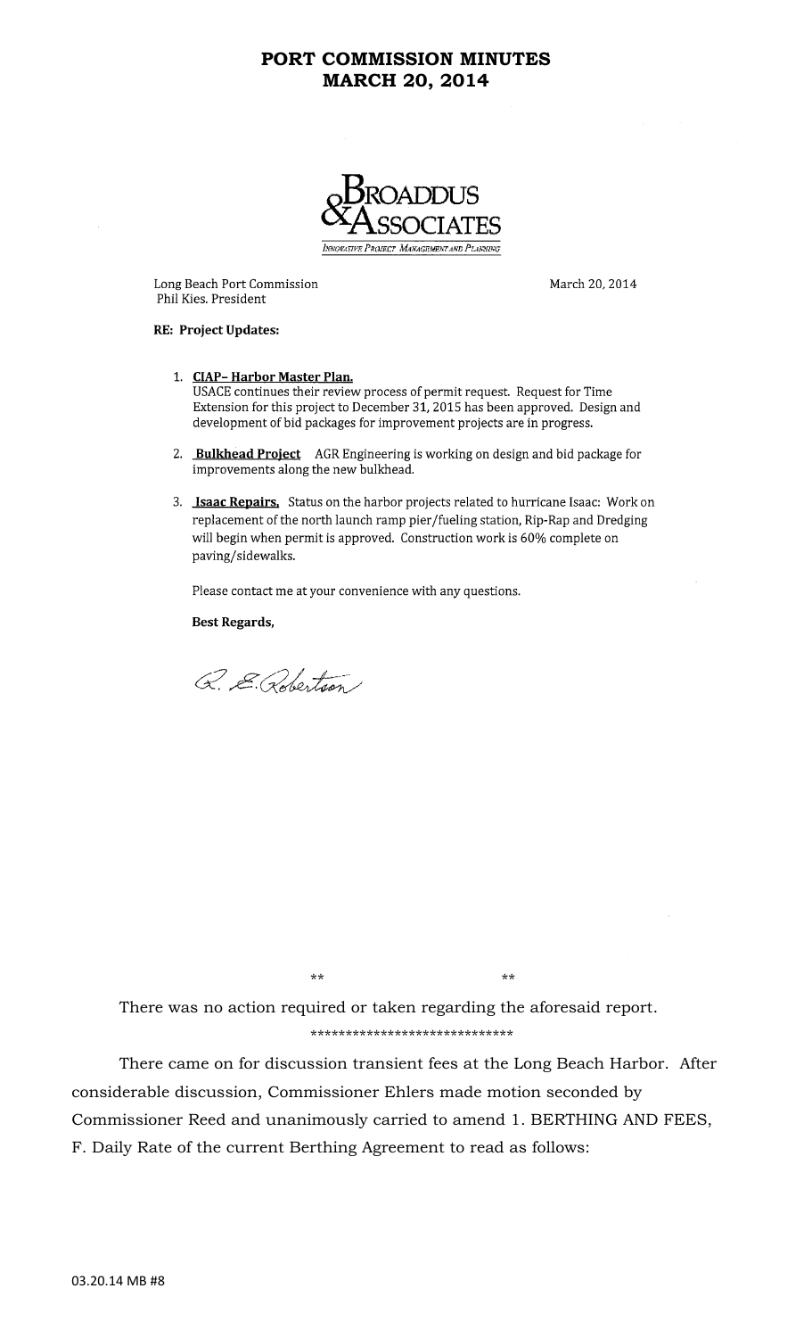**PORT COMMISSION MINUTES**
**MARCH 20, 2014**

BROADDUS & ASSOCIATES
*Innovative Project Management and Planning*

Long Beach Port Commission
Phil Kies. President

March 20, 2014

**RE: Project Updates:**

1. **CIAP– Harbor Master Plan.**
   USACE continues their review process of permit request. Request for Time Extension for this project to December 31, 2015 has been approved. Design and development of bid packages for improvement projects are in progress.

2. **Bulkhead Project** AGR Engineering is working on design and bid package for improvements along the new bulkhead.

3. **Isaac Repairs.** Status on the harbor projects related to hurricane Isaac: Work on replacement of the north launch ramp pier/fueling station, Rip-Rap and Dredging will begin when permit is approved. Construction work is 60% complete on paving/sidewalks.

Please contact me at your convenience with any questions.

**Best Regards,**

R. E. Robertson

** **

There was no action required or taken regarding the aforesaid report.

*****************************

There came on for discussion transient fees at the Long Beach Harbor. After considerable discussion, Commissioner Ehlers made motion seconded by Commissioner Reed and unanimously carried to amend 1. BERTHING AND FEES, F. Daily Rate of the current Berthing Agreement to read as follows: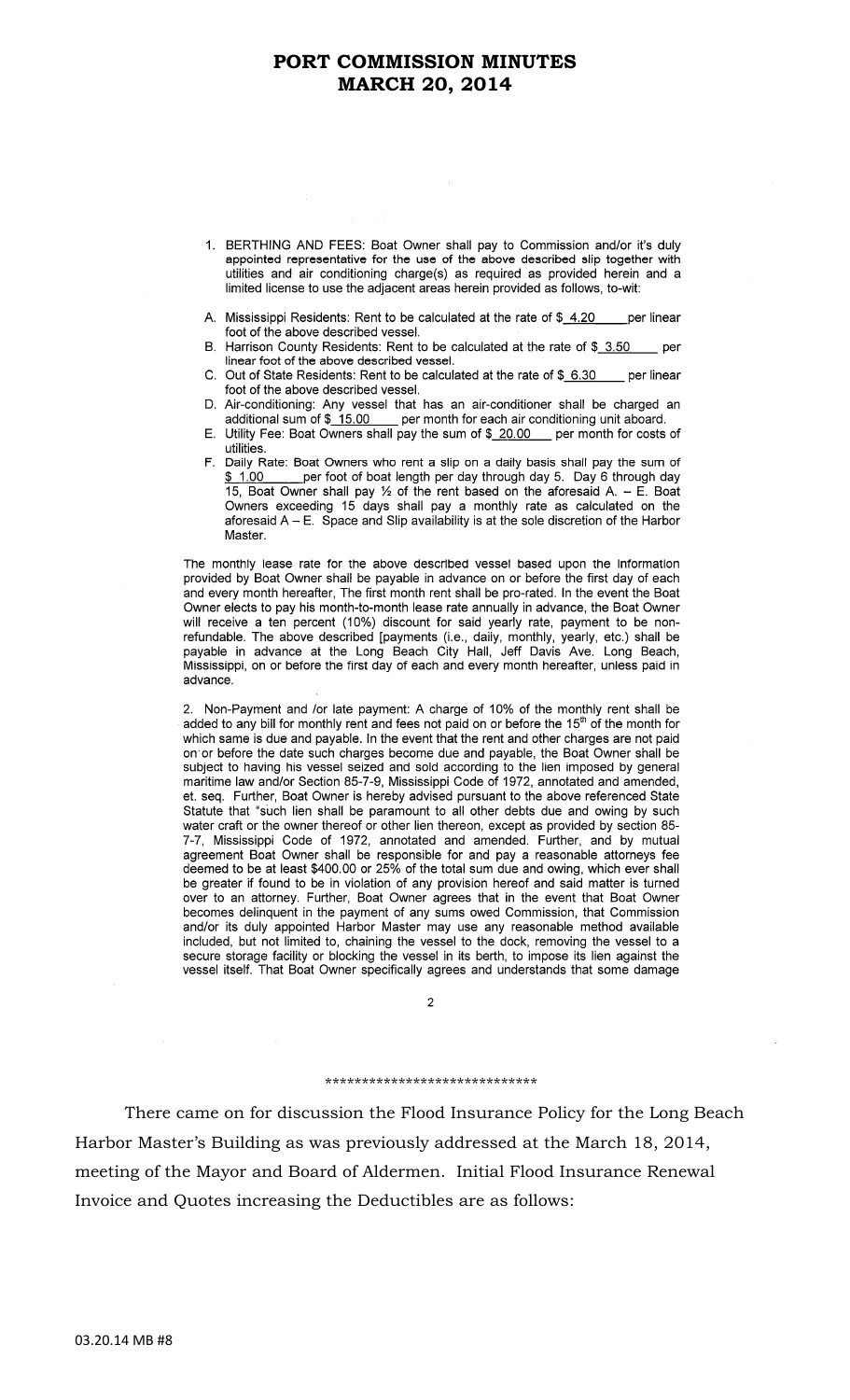1. BERTHING AND FEES: Boat Owner shall pay to Commission and/or it's duly appointed representative for the use of the above described slip together with utilities and air conditioning charge(s) as required as provided herein and a limited license to use the adjacent areas herein provided as follows, to-wit:

A. Mississippi Residents: Rent to be calculated at the rate of $ 4.20 per linear foot of the above described vessel.

B. Harrison County Residents: Rent to be calculated at the rate of $ 3.50 per linear foot of the above described vessel.

C. Out of State Residents: Rent to be calculated at the rate of $ 6.30 per linear foot of the above described vessel.

D. Air-conditioning: Any vessel that has an air-conditioner shall be charged an additional sum of $ 15.00 per month for each air conditioning unit aboard.

E. Utility Fee: Boat Owners shall pay the sum of $ 20.00 per month for costs of utilities.

F. Daily Rate: Boat Owners who rent a slip on a daily basis shall pay the sum of $ 1.00 per foot of boat length per day through day 5. Day 6 through day 15, Boat Owner shall pay ½ of the rent based on the aforesaid A. – E. Boat Owners exceeding 15 days shall pay a monthly rate as calculated on the aforesaid A – E. Space and Slip availability is at the sole discretion of the Harbor Master.

The monthly lease rate for the above described vessel based upon the information provided by Boat Owner shall be payable in advance on or before the first day of each and every month hereafter, The first month rent shall be pro-rated. In the event the Boat Owner elects to pay his month-to-month lease rate annually in advance, the Boat Owner will receive a ten percent (10%) discount for said yearly rate, payment to be non-refundable. The above described [payments (i.e., daily, monthly, yearly, etc.) shall be payable in advance at the Long Beach City Hall, Jeff Davis Ave. Long Beach, Mississippi, on or before the first day of each and every month hereafter, unless paid in advance.

2. Non-Payment and /or late payment: A charge of 10% of the monthly rent shall be added to any bill for monthly rent and fees not paid on or before the 15th of the month for which same is due and payable. In the event that the rent and other charges are not paid on or before the date such charges become due and payable, the Boat Owner shall be subject to having his vessel seized and sold according to the lien imposed by general maritime law and/or Section 85-7-9, Mississippi Code of 1972, annotated and amended, et. seq. Further, Boat Owner is hereby advised pursuant to the above referenced State Statute that "such lien shall be paramount to all other debts due and owing by such water craft or the owner thereof or other lien thereon, except as provided by section 85-7-7, Mississippi Code of 1972, annotated and amended. Further, and by mutual agreement Boat Owner shall be responsible for and pay a reasonable attorneys fee deemed to be at least $400.00 or 25% of the total sum due and owing, which ever shall be greater if found to be in violation of any provision hereof and said matter is turned over to an attorney. Further, Boat Owner agrees that in the event that Boat Owner becomes delinquent in the payment of any sums owed Commission, that Commission and/or its duly appointed Harbor Master may use any reasonable method available included, but not limited to, chaining the vessel to the dock, removing the vessel to a secure storage facility or blocking the vessel in its berth, to impose its lien against the vessel itself. That Boat Owner specifically agrees and understands that some damage

2

\*\*\*\*\*\*\*\*\*\*\*\*\*\*\*\*\*\*\*\*\*\*\*\*\*\*\*\*\*

There came on for discussion the Flood Insurance Policy for the Long Beach Harbor Master's Building as was previously addressed at the March 18, 2014, meeting of the Mayor and Board of Aldermen. Initial Flood Insurance Renewal Invoice and Quotes increasing the Deductibles are as follows: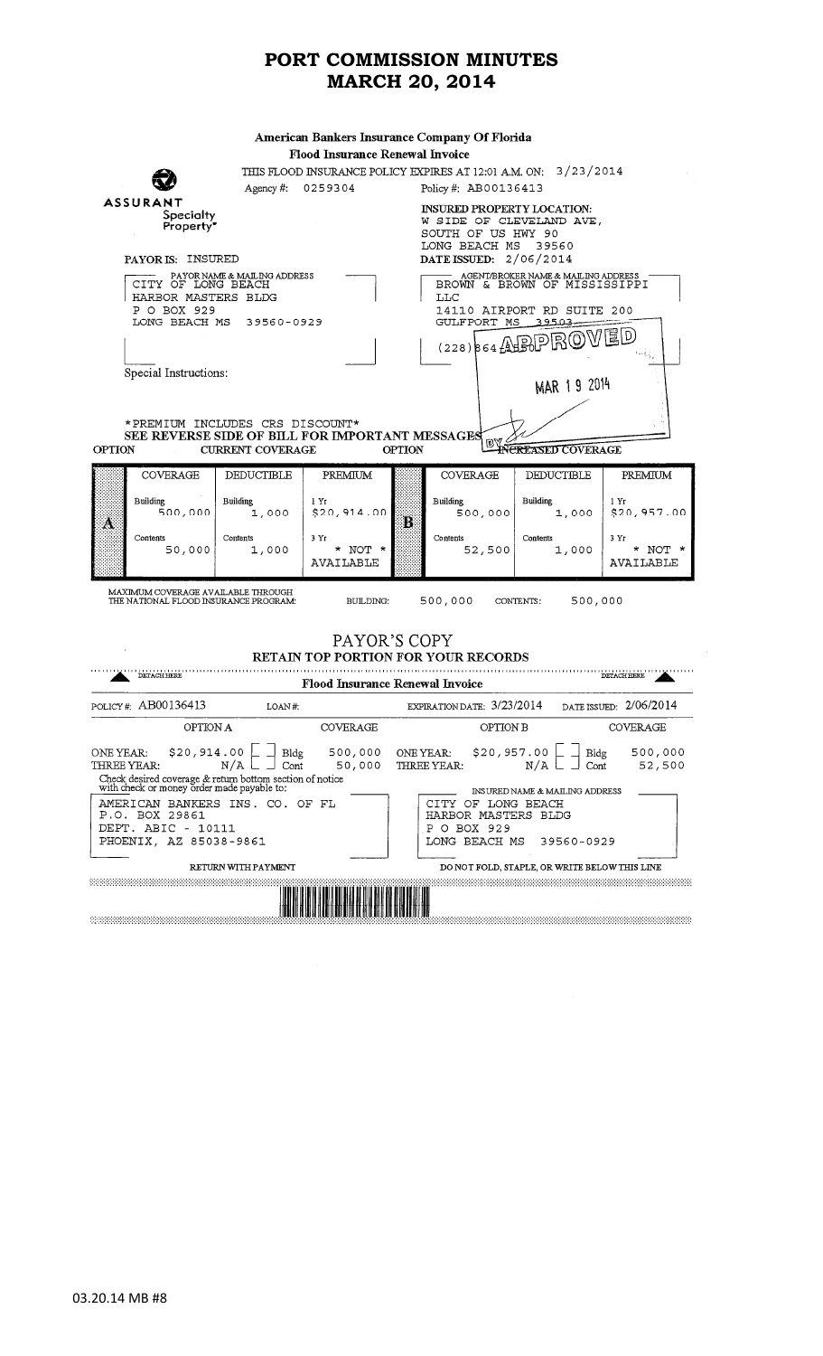# PORT COMMISSION MINUTES
# MARCH 20, 2014

**American Bankers Insurance Company Of Florida**
**Flood Insurance Renewal Invoice**

THIS FLOOD INSURANCE POLICY EXPIRES AT 12:01 A.M. ON: 3/23/2014

ASSURANT Specialty Property

Agency #: 0259304

Policy #: AB00136413

INSURED PROPERTY LOCATION:
W SIDE OF CLEVELAND AVE,
SOUTH OF US HWY 90
LONG BEACH MS 39560

PAYOR IS: INSURED

DATE ISSUED: 2/06/2014

PAYOR NAME & MAILING ADDRESS
CITY OF LONG BEACH
HARBOR MASTERS BLDG
P O BOX 929
LONG BEACH MS 39560-0929

AGENT/BROKER NAME & MAILING ADDRESS
BROWN & BROWN OF MISSISSIPPI
LLC
14110 AIRPORT RD SUITE 200
GULFPORT MS 39503
(228) 864

APPROVED
MAR 19 2014
BY

Special Instructions:

\*PREMIUM INCLUDES CRS DISCOUNT\*
SEE REVERSE SIDE OF BILL FOR IMPORTANT MESSAGES

| OPTION | CURRENT COVERAGE | | | OPTION | INCREASED COVERAGE | | |
|---|---|---|---|---|---|---|---|
| | COVERAGE | DEDUCTIBLE | PREMIUM | | COVERAGE | DEDUCTIBLE | PREMIUM |
| A | Building 500,000 | Building 1,000 | 1 Yr $20,914.00 | B | Building 500,000 | Building 1,000 | 1 Yr $20,957.00 |
| | Contents 50,000 | Contents 1,000 | 3 Yr * NOT * AVAILABLE | | Contents 52,500 | Contents 1,000 | 3 Yr * NOT * AVAILABLE |

MAXIMUM COVERAGE AVAILABLE THROUGH THE NATIONAL FLOOD INSURANCE PROGRAM: BUILDING: 500,000 CONTENTS: 500,000

## PAYOR'S COPY
**RETAIN TOP PORTION FOR YOUR RECORDS**

DETACH HERE — **Flood Insurance Renewal Invoice** — DETACH HERE

POLICY #: AB00136413 LOAN #: EXPIRATION DATE: 3/23/2014 DATE ISSUED: 2/06/2014

| OPTION A | | COVERAGE | | OPTION B | | COVERAGE | |
|---|---|---|---|---|---|---|---|
| ONE YEAR: | $20,914.00 | Bldg | 500,000 | ONE YEAR: | $20,957.00 | Bldg | 500,000 |
| THREE YEAR: | N/A | Cont | 50,000 | THREE YEAR: | N/A | Cont | 52,500 |

Check desired coverage & return bottom section of notice with check or money order made payable to:

AMERICAN BANKERS INS. CO. OF FL
P.O. BOX 29861
DEPT. ABIC - 10111
PHOENIX, AZ 85038-9861

INSURED NAME & MAILING ADDRESS
CITY OF LONG BEACH
HARBOR MASTERS BLDG
P O BOX 929
LONG BEACH MS 39560-0929

RETURN WITH PAYMENT

DO NOT FOLD, STAPLE, OR WRITE BELOW THIS LINE

03.20.14 MB #8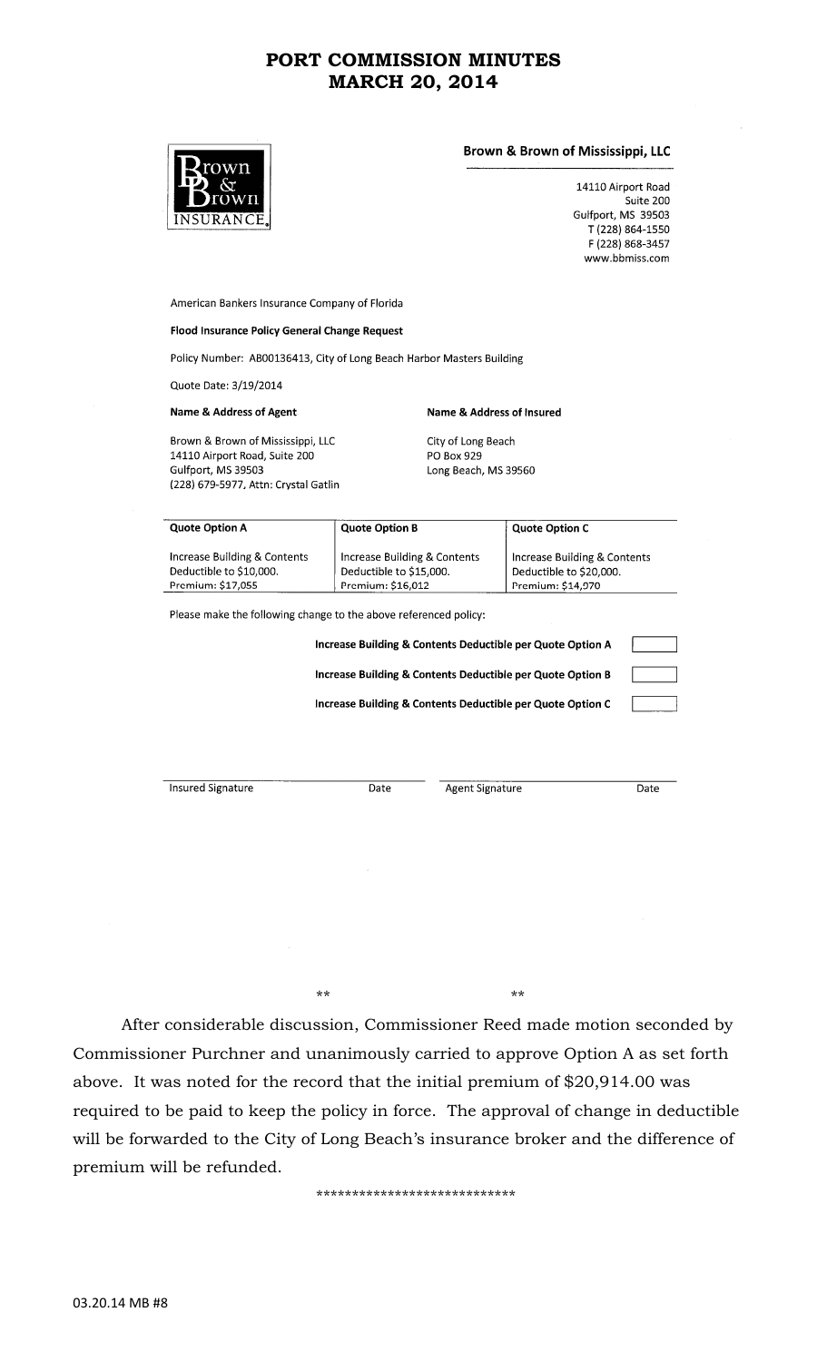# PORT COMMISSION MINUTES
# MARCH 20, 2014

Brown & Brown INSURANCE

**Brown & Brown of Mississippi, LLC**

14110 Airport Road
Suite 200
Gulfport, MS 39503
T (228) 864-1550
F (228) 868-3457
www.bbmiss.com

American Bankers Insurance Company of Florida

**Flood Insurance Policy General Change Request**

Policy Number: AB00136413, City of Long Beach Harbor Masters Building

Quote Date: 3/19/2014

| **Name & Address of Agent** | **Name & Address of Insured** |
|---|---|
| Brown & Brown of Mississippi, LLC<br>14110 Airport Road, Suite 200<br>Gulfport, MS 39503<br>(228) 679-5977, Attn: Crystal Gatlin | City of Long Beach<br>PO Box 929<br>Long Beach, MS 39560 |

| **Quote Option A** | **Quote Option B** | **Quote Option C** |
|---|---|---|
| Increase Building & Contents Deductible to $10,000.<br>Premium: $17,055 | Increase Building & Contents Deductible to $15,000.<br>Premium: $16,012 | Increase Building & Contents Deductible to $20,000.<br>Premium: $14,970 |

Please make the following change to the above referenced policy:

**Increase Building & Contents Deductible per Quote Option A** ☐

**Increase Building & Contents Deductible per Quote Option B** ☐

**Increase Building & Contents Deductible per Quote Option C** ☐

| Insured Signature | Date | Agent Signature | Date |
|---|---|---|---|

** **

After considerable discussion, Commissioner Reed made motion seconded by Commissioner Purchner and unanimously carried to approve Option A as set forth above. It was noted for the record that the initial premium of $20,914.00 was required to be paid to keep the policy in force. The approval of change in deductible will be forwarded to the City of Long Beach's insurance broker and the difference of premium will be refunded.

***************************

03.20.14 MB #8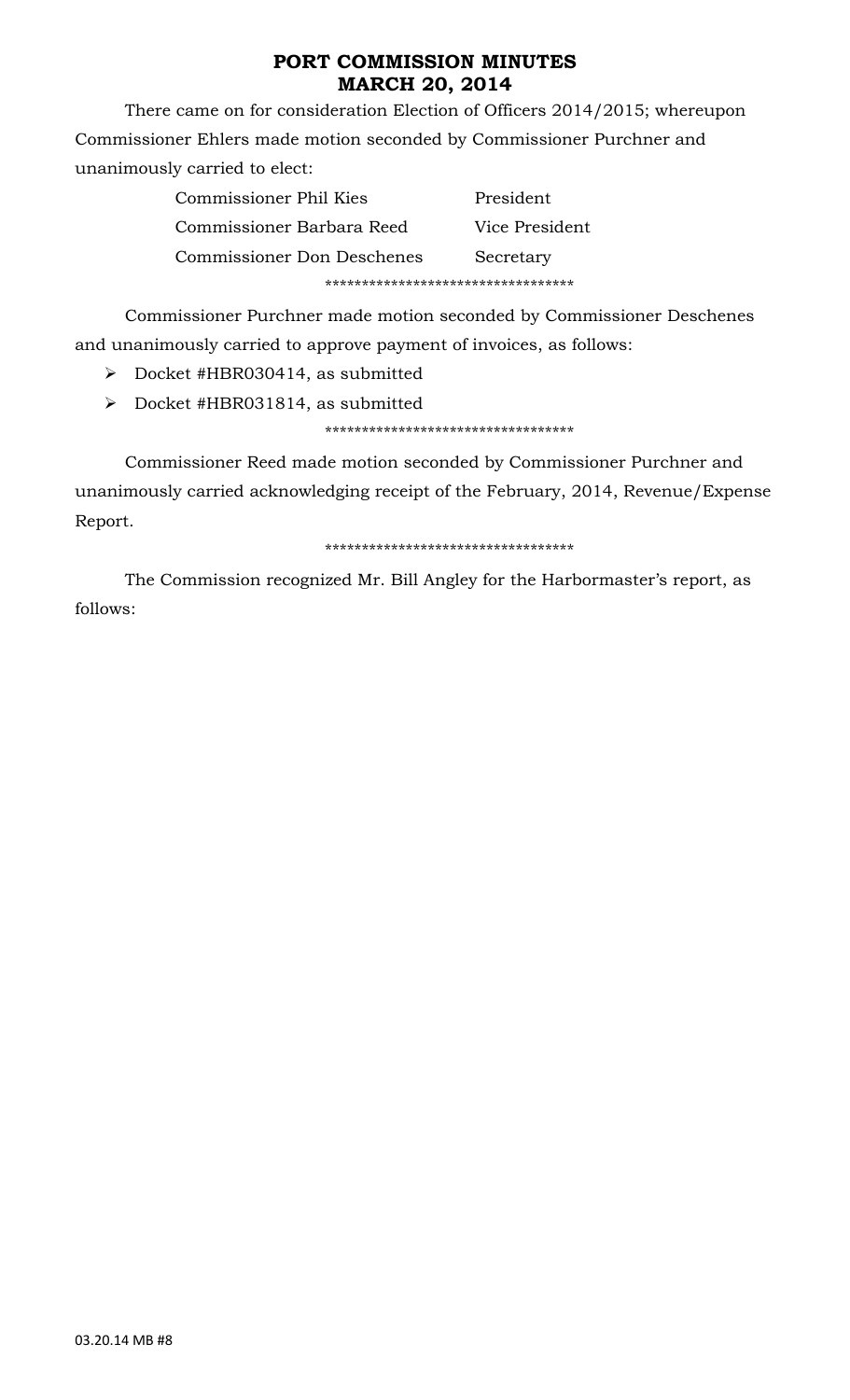# PORT COMMISSION MINUTES
## MARCH 20, 2014

There came on for consideration Election of Officers 2014/2015; whereupon Commissioner Ehlers made motion seconded by Commissioner Purchner and unanimously carried to elect:

| | |
|---|---|
| Commissioner Phil Kies | President |
| Commissioner Barbara Reed | Vice President |
| Commissioner Don Deschenes | Secretary |

**********************************

Commissioner Purchner made motion seconded by Commissioner Deschenes and unanimously carried to approve payment of invoices, as follows:

- Docket #HBR030414, as submitted
- Docket #HBR031814, as submitted

**********************************

Commissioner Reed made motion seconded by Commissioner Purchner and unanimously carried acknowledging receipt of the February, 2014, Revenue/Expense Report.

**********************************

The Commission recognized Mr. Bill Angley for the Harbormaster's report, as follows: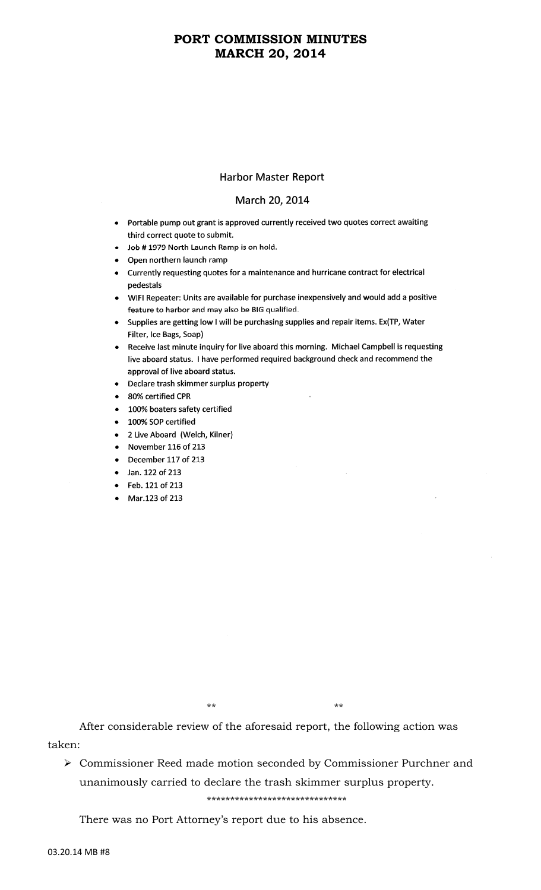PORT COMMISSION MINUTES
MARCH 20, 2014

## Harbor Master Report

### March 20, 2014

- Portable pump out grant is approved currently received two quotes correct awaiting third correct quote to submit.
- Job # 1979 North Launch Ramp is on hold.
- Open northern launch ramp
- Currently requesting quotes for a maintenance and hurricane contract for electrical pedestals
- WIFI Repeater: Units are available for purchase inexpensively and would add a positive feature to harbor and may also be BIG qualified.
- Supplies are getting low I will be purchasing supplies and repair items. Ex(TP, Water Filter, Ice Bags, Soap)
- Receive last minute inquiry for live aboard this morning. Michael Campbell is requesting live aboard status. I have performed required background check and recommend the approval of live aboard status.
- Declare trash skimmer surplus property
- 80% certified CPR
- 100% boaters safety certified
- 100% SOP certified
- 2 Live Aboard (Welch, Kilner)
- November 116 of 213
- December 117 of 213
- Jan. 122 of 213
- Feb. 121 of 213
- Mar.123 of 213

** **

After considerable review of the aforesaid report, the following action was taken:

- Commissioner Reed made motion seconded by Commissioner Purchner and unanimously carried to declare the trash skimmer surplus property.

******************************

There was no Port Attorney's report due to his absence.

03.20.14 MB #8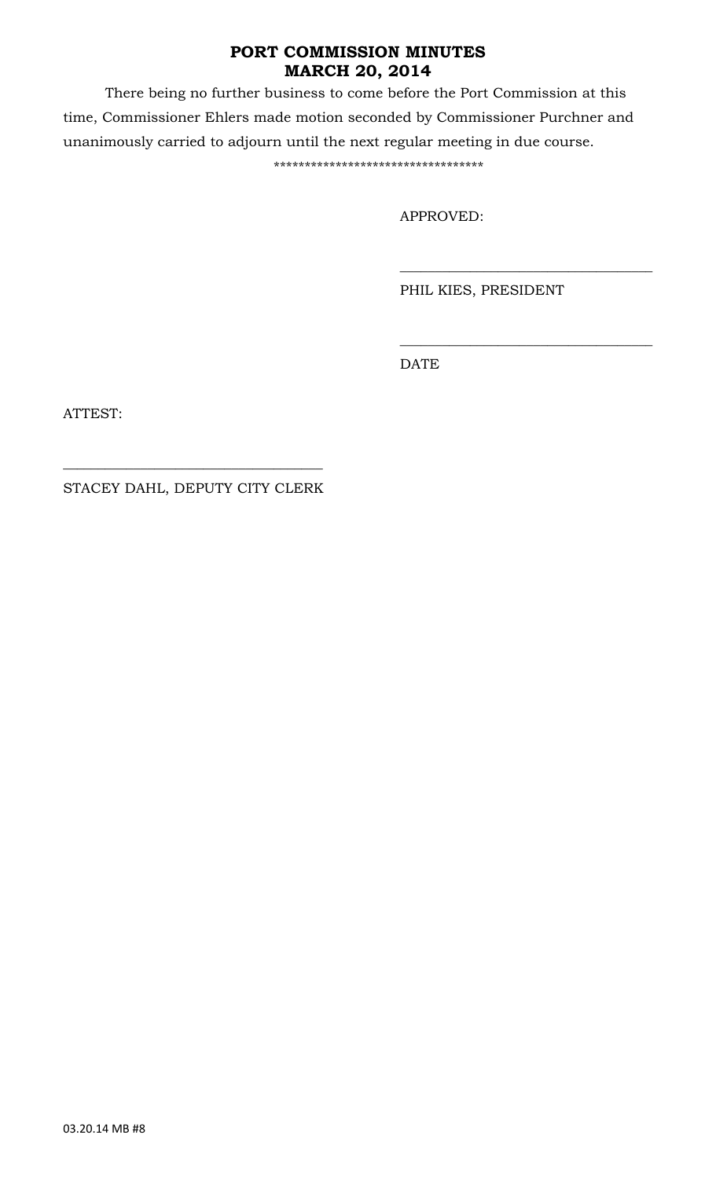**PORT COMMISSION MINUTES**
**MARCH 20, 2014**

There being no further business to come before the Port Commission at this time, Commissioner Ehlers made motion seconded by Commissioner Purchner and unanimously carried to adjourn until the next regular meeting in due course.

**********************************

APPROVED:

\_\_\_\_\_\_\_\_\_\_\_\_\_\_\_\_\_\_\_\_\_\_\_\_\_\_\_\_\_\_\_\_\_\_

PHIL KIES, PRESIDENT

\_\_\_\_\_\_\_\_\_\_\_\_\_\_\_\_\_\_\_\_\_\_\_\_\_\_\_\_\_\_\_\_\_\_

DATE

ATTEST:

\_\_\_\_\_\_\_\_\_\_\_\_\_\_\_\_\_\_\_\_\_\_\_\_\_\_\_\_\_\_\_\_\_\_

STACEY DAHL, DEPUTY CITY CLERK

03.20.14 MB #8